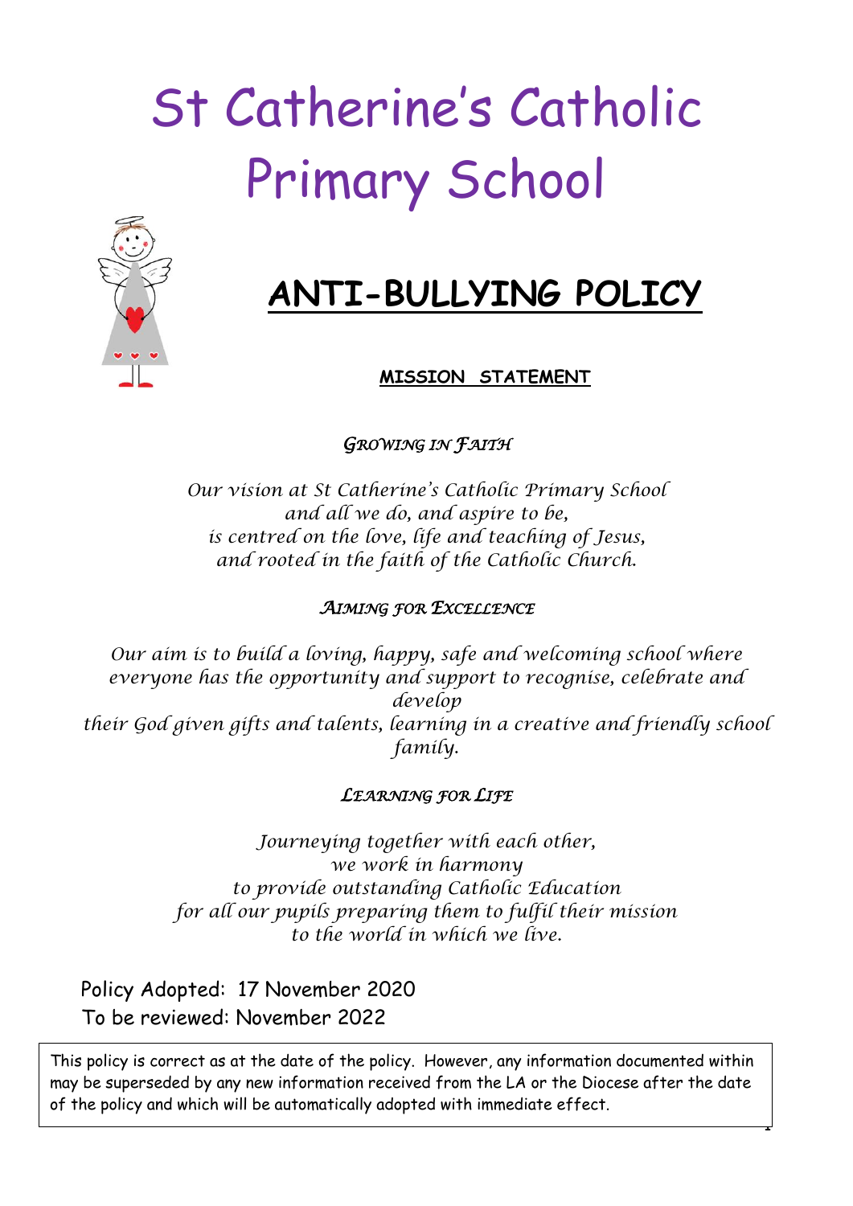# St Catherine's Catholic Primary School

## ANTI-BULLYING POLICY

**MISSION STATEMENT**

*GROWING IN FAITH*

*Our vision at St Catherine's Catholic Primary School*
*and all we do, and aspire to be,*
*is centred on the love, life and teaching of Jesus,*
*and rooted in the faith of the Catholic Church.*

*AIMING FOR EXCELLENCE*

*Our aim is to build a loving, happy, safe and welcoming school where everyone has the opportunity and support to recognise, celebrate and develop*
*their God given gifts and talents, learning in a creative and friendly school family.*

*LEARNING FOR LIFE*

*Journeying together with each other,*
*we work in harmony*
*to provide outstanding Catholic Education*
*for all our pupils preparing them to fulfil their mission*
*to the world in which we live.*

Policy Adopted: 17 November 2020
To be reviewed: November 2022

This policy is correct as at the date of the policy. However, any information documented within may be superseded by any new information received from the LA or the Diocese after the date of the policy and which will be automatically adopted with immediate effect.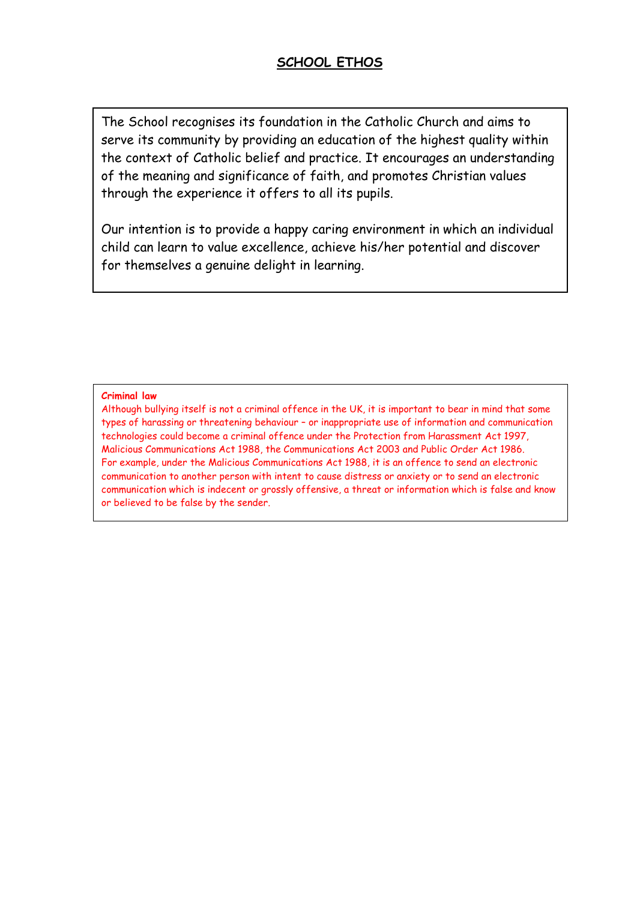## SCHOOL ETHOS

The School recognises its foundation in the Catholic Church and aims to serve its community by providing an education of the highest quality within the context of Catholic belief and practice. It encourages an understanding of the meaning and significance of faith, and promotes Christian values through the experience it offers to all its pupils.

Our intention is to provide a happy caring environment in which an individual child can learn to value excellence, achieve his/her potential and discover for themselves a genuine delight in learning.

**Criminal law**

Although bullying itself is not a criminal offence in the UK, it is important to bear in mind that some types of harassing or threatening behaviour – or inappropriate use of information and communication technologies could become a criminal offence under the Protection from Harassment Act 1997, Malicious Communications Act 1988, the Communications Act 2003 and Public Order Act 1986. For example, under the Malicious Communications Act 1988, it is an offence to send an electronic communication to another person with intent to cause distress or anxiety or to send an electronic communication which is indecent or grossly offensive, a threat or information which is false and know or believed to be false by the sender.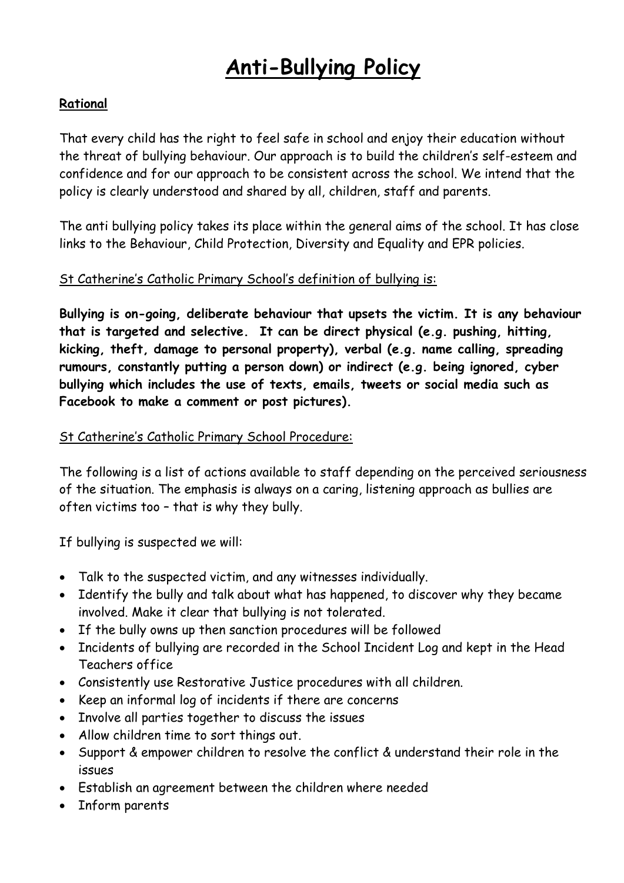# Anti-Bullying Policy

**Rational**

That every child has the right to feel safe in school and enjoy their education without the threat of bullying behaviour. Our approach is to build the children's self-esteem and confidence and for our approach to be consistent across the school. We intend that the policy is clearly understood and shared by all, children, staff and parents.

The anti bullying policy takes its place within the general aims of the school. It has close links to the Behaviour, Child Protection, Diversity and Equality and EPR policies.

St Catherine's Catholic Primary School's definition of bullying is:

**Bullying is on-going, deliberate behaviour that upsets the victim. It is any behaviour that is targeted and selective. It can be direct physical (e.g. pushing, hitting, kicking, theft, damage to personal property), verbal (e.g. name calling, spreading rumours, constantly putting a person down) or indirect (e.g. being ignored, cyber bullying which includes the use of texts, emails, tweets or social media such as Facebook to make a comment or post pictures).**

St Catherine's Catholic Primary School Procedure:

The following is a list of actions available to staff depending on the perceived seriousness of the situation. The emphasis is always on a caring, listening approach as bullies are often victims too – that is why they bully.

If bullying is suspected we will:

- Talk to the suspected victim, and any witnesses individually.
- Identify the bully and talk about what has happened, to discover why they became involved. Make it clear that bullying is not tolerated.
- If the bully owns up then sanction procedures will be followed
- Incidents of bullying are recorded in the School Incident Log and kept in the Head Teachers office
- Consistently use Restorative Justice procedures with all children.
- Keep an informal log of incidents if there are concerns
- Involve all parties together to discuss the issues
- Allow children time to sort things out.
- Support & empower children to resolve the conflict & understand their role in the issues
- Establish an agreement between the children where needed
- Inform parents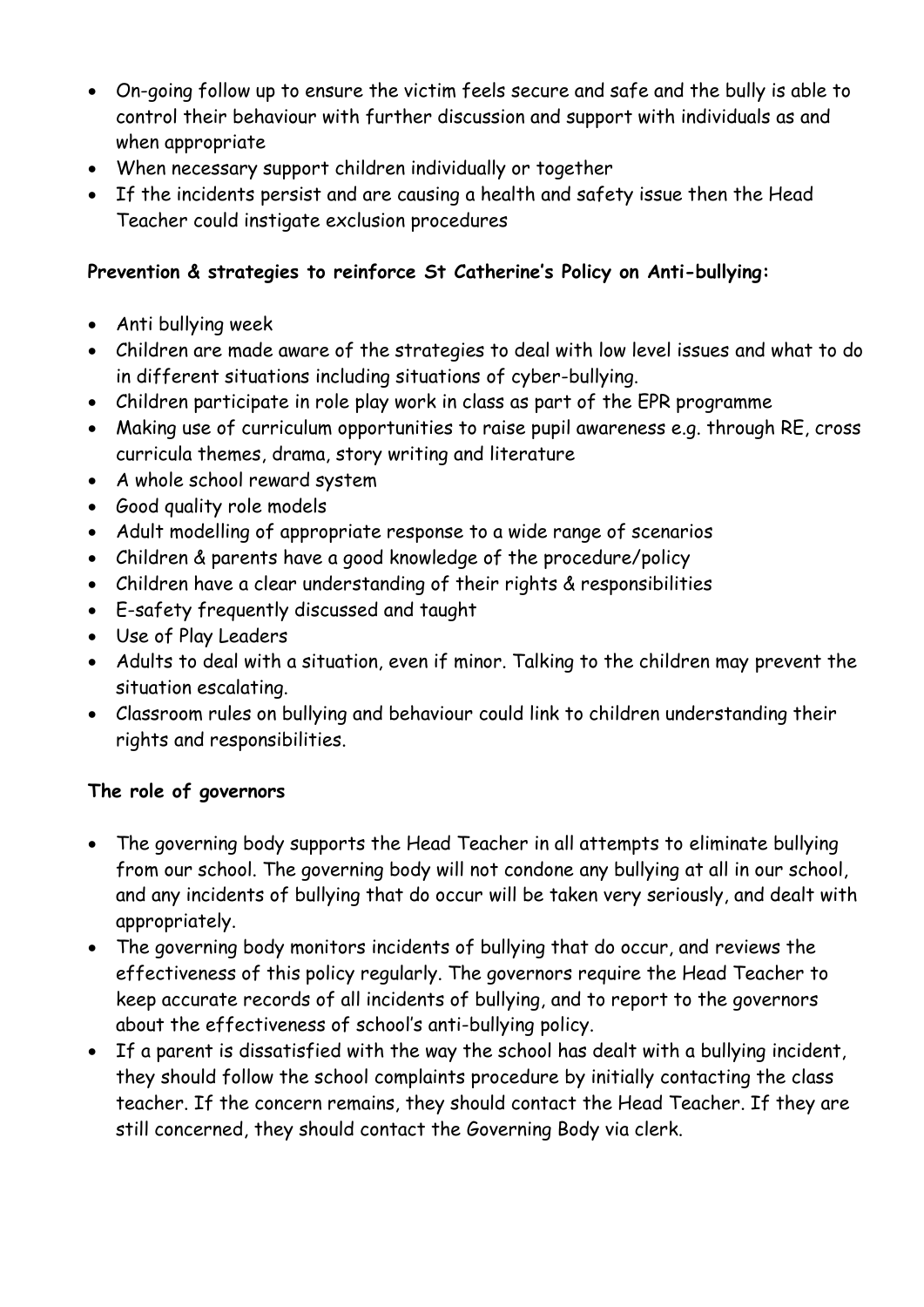- On-going follow up to ensure the victim feels secure and safe and the bully is able to control their behaviour with further discussion and support with individuals as and when appropriate
- When necessary support children individually or together
- If the incidents persist and are causing a health and safety issue then the Head Teacher could instigate exclusion procedures

**Prevention & strategies to reinforce St Catherine's Policy on Anti-bullying:**

- Anti bullying week
- Children are made aware of the strategies to deal with low level issues and what to do in different situations including situations of cyber-bullying.
- Children participate in role play work in class as part of the EPR programme
- Making use of curriculum opportunities to raise pupil awareness e.g. through RE, cross curricula themes, drama, story writing and literature
- A whole school reward system
- Good quality role models
- Adult modelling of appropriate response to a wide range of scenarios
- Children & parents have a good knowledge of the procedure/policy
- Children have a clear understanding of their rights & responsibilities
- E-safety frequently discussed and taught
- Use of Play Leaders
- Adults to deal with a situation, even if minor. Talking to the children may prevent the situation escalating.
- Classroom rules on bullying and behaviour could link to children understanding their rights and responsibilities.

**The role of governors**

- The governing body supports the Head Teacher in all attempts to eliminate bullying from our school. The governing body will not condone any bullying at all in our school, and any incidents of bullying that do occur will be taken very seriously, and dealt with appropriately.
- The governing body monitors incidents of bullying that do occur, and reviews the effectiveness of this policy regularly. The governors require the Head Teacher to keep accurate records of all incidents of bullying, and to report to the governors about the effectiveness of school's anti-bullying policy.
- If a parent is dissatisfied with the way the school has dealt with a bullying incident, they should follow the school complaints procedure by initially contacting the class teacher. If the concern remains, they should contact the Head Teacher. If they are still concerned, they should contact the Governing Body via clerk.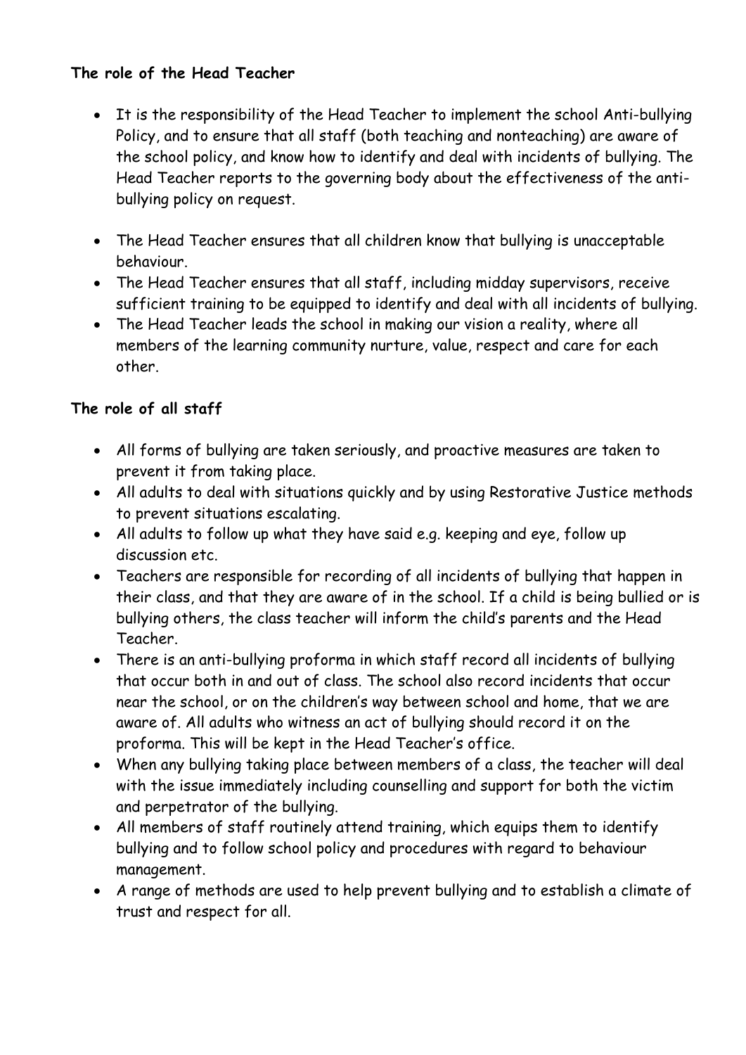**The role of the Head Teacher**

- It is the responsibility of the Head Teacher to implement the school Anti-bullying Policy, and to ensure that all staff (both teaching and nonteaching) are aware of the school policy, and know how to identify and deal with incidents of bullying. The Head Teacher reports to the governing body about the effectiveness of the anti-bullying policy on request.
- The Head Teacher ensures that all children know that bullying is unacceptable behaviour.
- The Head Teacher ensures that all staff, including midday supervisors, receive sufficient training to be equipped to identify and deal with all incidents of bullying.
- The Head Teacher leads the school in making our vision a reality, where all members of the learning community nurture, value, respect and care for each other.

**The role of all staff**

- All forms of bullying are taken seriously, and proactive measures are taken to prevent it from taking place.
- All adults to deal with situations quickly and by using Restorative Justice methods to prevent situations escalating.
- All adults to follow up what they have said e.g. keeping and eye, follow up discussion etc.
- Teachers are responsible for recording of all incidents of bullying that happen in their class, and that they are aware of in the school. If a child is being bullied or is bullying others, the class teacher will inform the child's parents and the Head Teacher.
- There is an anti-bullying proforma in which staff record all incidents of bullying that occur both in and out of class. The school also record incidents that occur near the school, or on the children's way between school and home, that we are aware of. All adults who witness an act of bullying should record it on the proforma. This will be kept in the Head Teacher's office.
- When any bullying taking place between members of a class, the teacher will deal with the issue immediately including counselling and support for both the victim and perpetrator of the bullying.
- All members of staff routinely attend training, which equips them to identify bullying and to follow school policy and procedures with regard to behaviour management.
- A range of methods are used to help prevent bullying and to establish a climate of trust and respect for all.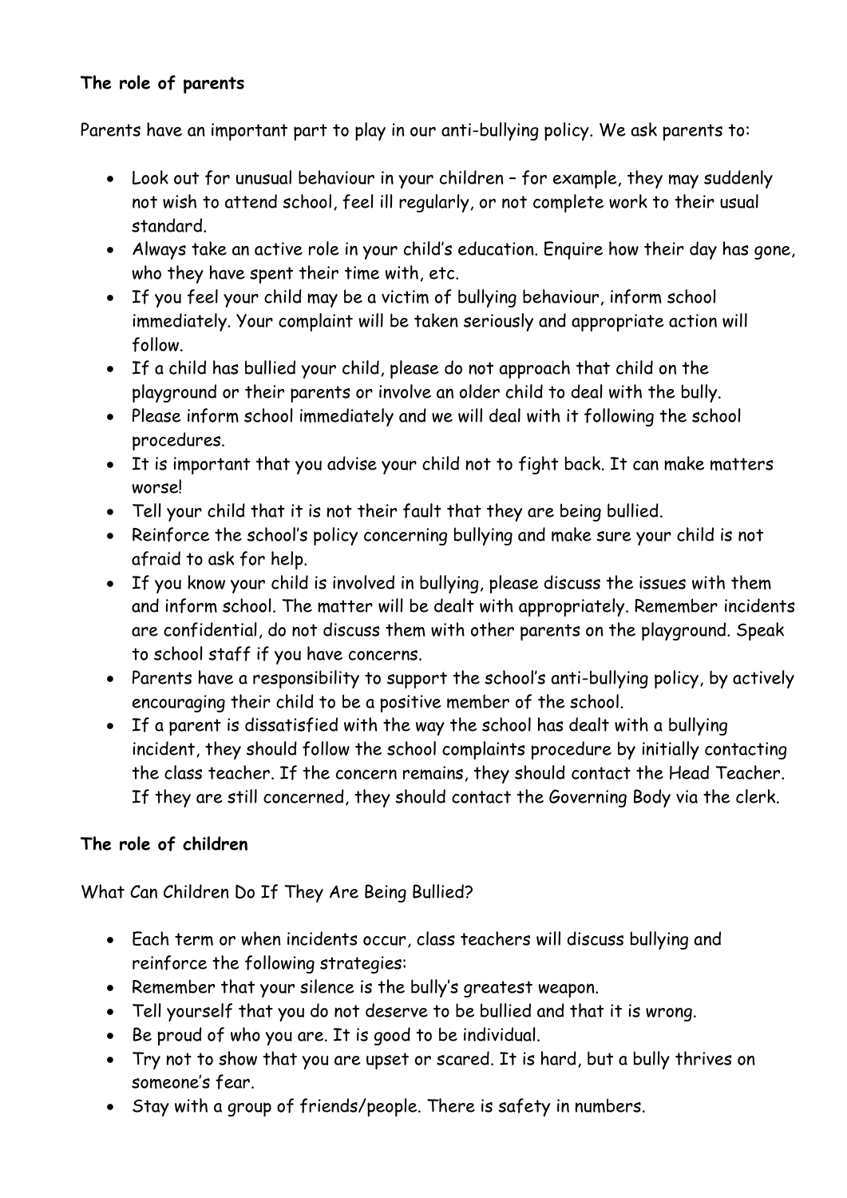**The role of parents**

Parents have an important part to play in our anti-bullying policy. We ask parents to:

- Look out for unusual behaviour in your children – for example, they may suddenly not wish to attend school, feel ill regularly, or not complete work to their usual standard.
- Always take an active role in your child's education. Enquire how their day has gone, who they have spent their time with, etc.
- If you feel your child may be a victim of bullying behaviour, inform school immediately. Your complaint will be taken seriously and appropriate action will follow.
- If a child has bullied your child, please do not approach that child on the playground or their parents or involve an older child to deal with the bully.
- Please inform school immediately and we will deal with it following the school procedures.
- It is important that you advise your child not to fight back. It can make matters worse!
- Tell your child that it is not their fault that they are being bullied.
- Reinforce the school's policy concerning bullying and make sure your child is not afraid to ask for help.
- If you know your child is involved in bullying, please discuss the issues with them and inform school. The matter will be dealt with appropriately. Remember incidents are confidential, do not discuss them with other parents on the playground. Speak to school staff if you have concerns.
- Parents have a responsibility to support the school's anti-bullying policy, by actively encouraging their child to be a positive member of the school.
- If a parent is dissatisfied with the way the school has dealt with a bullying incident, they should follow the school complaints procedure by initially contacting the class teacher. If the concern remains, they should contact the Head Teacher. If they are still concerned, they should contact the Governing Body via the clerk.

**The role of children**

What Can Children Do If They Are Being Bullied?

- Each term or when incidents occur, class teachers will discuss bullying and reinforce the following strategies:
- Remember that your silence is the bully's greatest weapon.
- Tell yourself that you do not deserve to be bullied and that it is wrong.
- Be proud of who you are. It is good to be individual.
- Try not to show that you are upset or scared. It is hard, but a bully thrives on someone's fear.
- Stay with a group of friends/people. There is safety in numbers.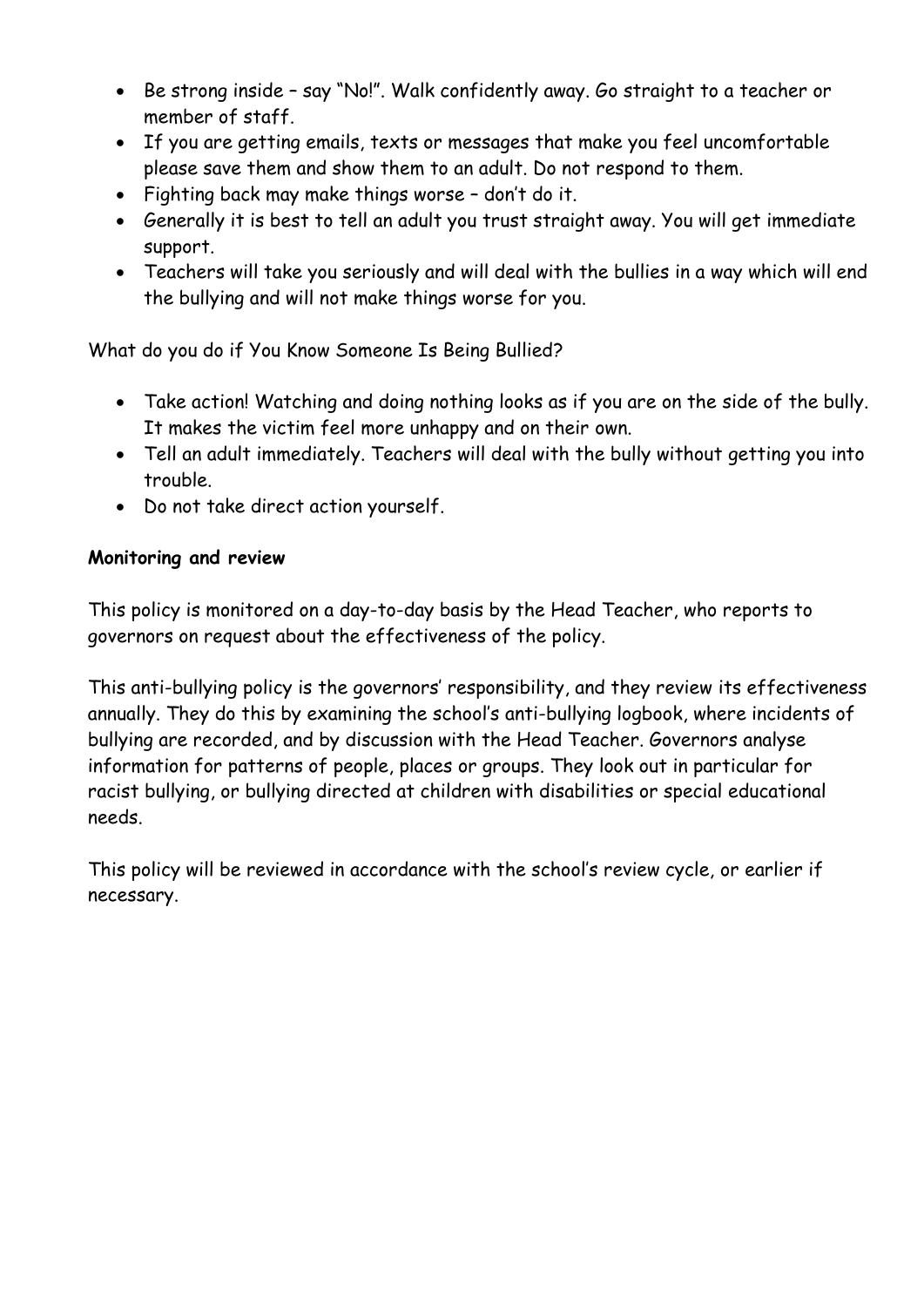- Be strong inside – say "No!". Walk confidently away. Go straight to a teacher or member of staff.
- If you are getting emails, texts or messages that make you feel uncomfortable please save them and show them to an adult. Do not respond to them.
- Fighting back may make things worse – don't do it.
- Generally it is best to tell an adult you trust straight away. You will get immediate support.
- Teachers will take you seriously and will deal with the bullies in a way which will end the bullying and will not make things worse for you.

What do you do if You Know Someone Is Being Bullied?

- Take action! Watching and doing nothing looks as if you are on the side of the bully. It makes the victim feel more unhappy and on their own.
- Tell an adult immediately. Teachers will deal with the bully without getting you into trouble.
- Do not take direct action yourself.

**Monitoring and review**

This policy is monitored on a day-to-day basis by the Head Teacher, who reports to governors on request about the effectiveness of the policy.

This anti-bullying policy is the governors' responsibility, and they review its effectiveness annually. They do this by examining the school's anti-bullying logbook, where incidents of bullying are recorded, and by discussion with the Head Teacher. Governors analyse information for patterns of people, places or groups. They look out in particular for racist bullying, or bullying directed at children with disabilities or special educational needs.

This policy will be reviewed in accordance with the school's review cycle, or earlier if necessary.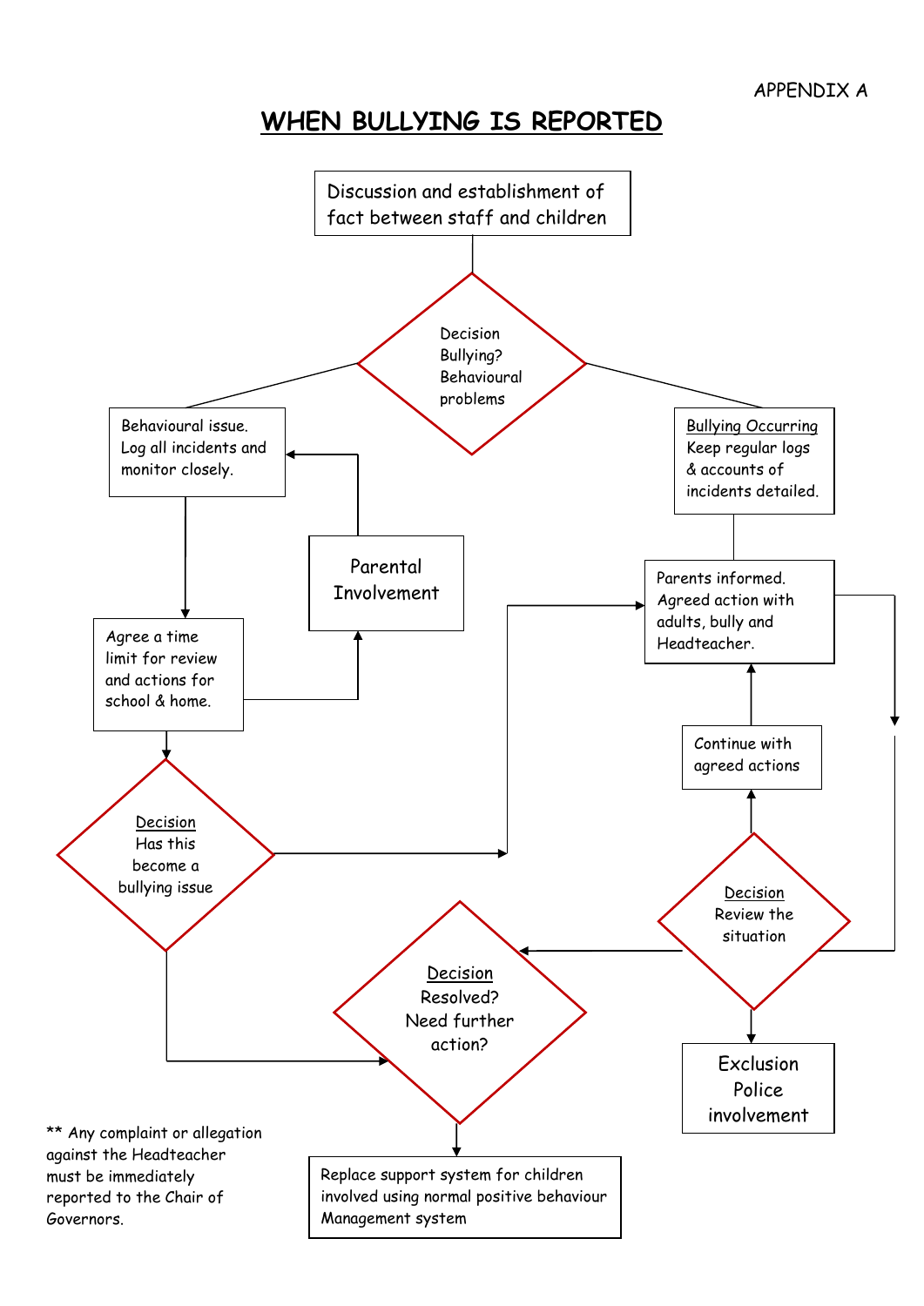APPENDIX A

# WHEN BULLYING IS REPORTED

Discussion and establishment of fact between staff and children

Decision
Bullying?
Behavioural problems

Behavioural issue.
Log all incidents and monitor closely.

Bullying Occurring
Keep regular logs & accounts of incidents detailed.

Parental Involvement

Parents informed.
Agreed action with adults, bully and Headteacher.

Agree a time limit for review and actions for school & home.

Continue with agreed actions

Decision
Has this become a bullying issue

Decision
Review the situation

Decision
Resolved?
Need further action?

Exclusion
Police involvement

** Any complaint or allegation against the Headteacher must be immediately reported to the Chair of Governors.

Replace support system for children involved using normal positive behaviour Management system